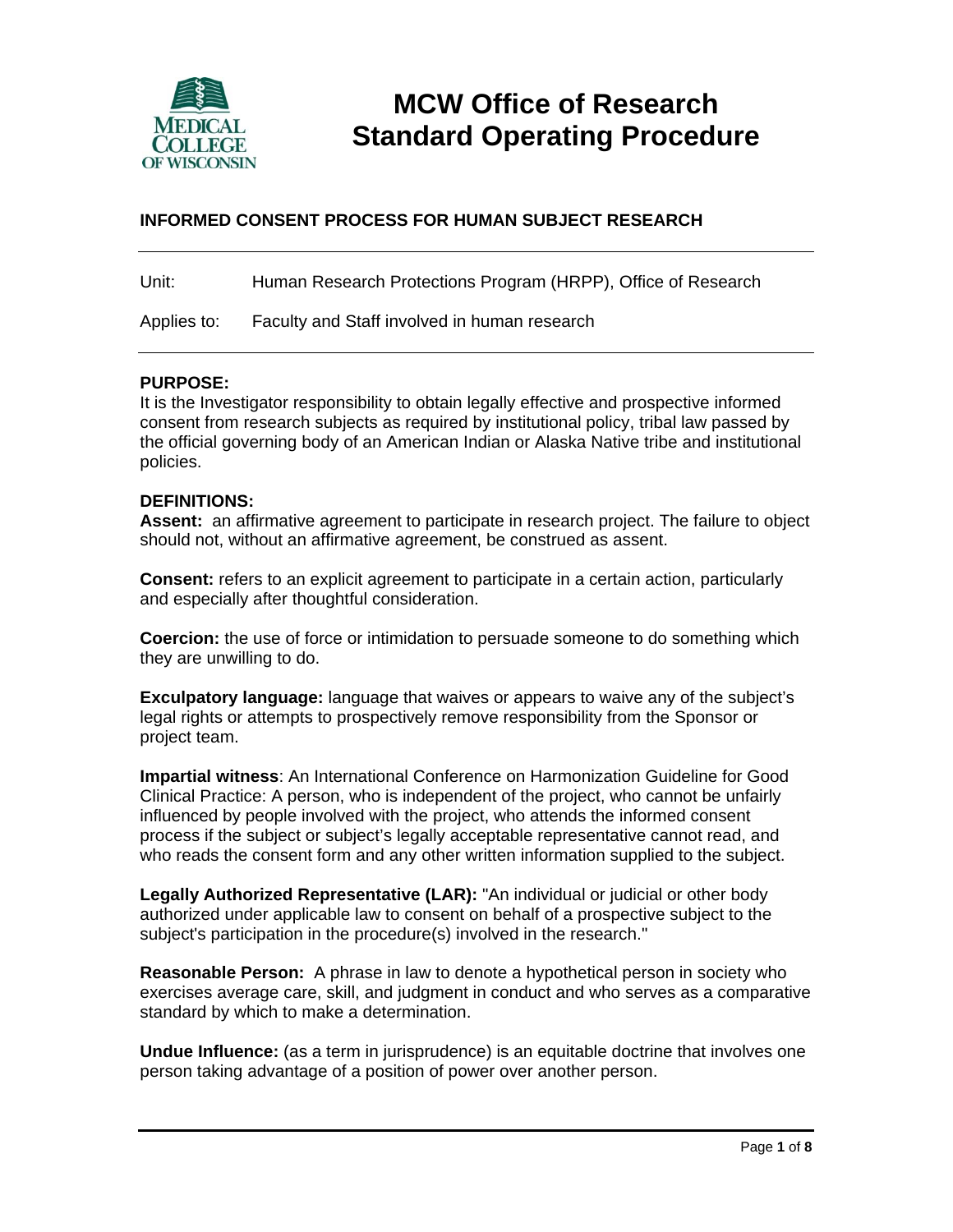# MCW Office of Research Standard Operating Procedure

## INFORMED CONSENT PROCESS FOR HUMAN SUBJECT RESEARCH

Unit: Human Research Protections Program (HRPP), Office of Research

Applies to: Faculty and Staff involved in human research

---

**PURPOSE:**

It is the Investigator responsibility to obtain legally effective and prospective informed consent from research subjects as required by institutional policy, tribal law passed by the official governing body of an American Indian or Alaska Native tribe and institutional policies.

**DEFINITIONS:**

**Assent:** an affirmative agreement to participate in research project. The failure to object should not, without an affirmative agreement, be construed as assent.

**Consent:** refers to an explicit agreement to participate in a certain action, particularly and especially after thoughtful consideration.

**Coercion:** the use of force or intimidation to persuade someone to do something which they are unwilling to do.

**Exculpatory language:** language that waives or appears to waive any of the subject's legal rights or attempts to prospectively remove responsibility from the Sponsor or project team.

**Impartial witness**: An International Conference on Harmonization Guideline for Good Clinical Practice: A person, who is independent of the project, who cannot be unfairly influenced by people involved with the project, who attends the informed consent process if the subject or subject's legally acceptable representative cannot read, and who reads the consent form and any other written information supplied to the subject.

**Legally Authorized Representative (LAR):** "An individual or judicial or other body authorized under applicable law to consent on behalf of a prospective subject to the subject's participation in the procedure(s) involved in the research."

**Reasonable Person:** A phrase in law to denote a hypothetical person in society who exercises average care, skill, and judgment in conduct and who serves as a comparative standard by which to make a determination.

**Undue Influence:** (as a term in jurisprudence) is an equitable doctrine that involves one person taking advantage of a position of power over another person.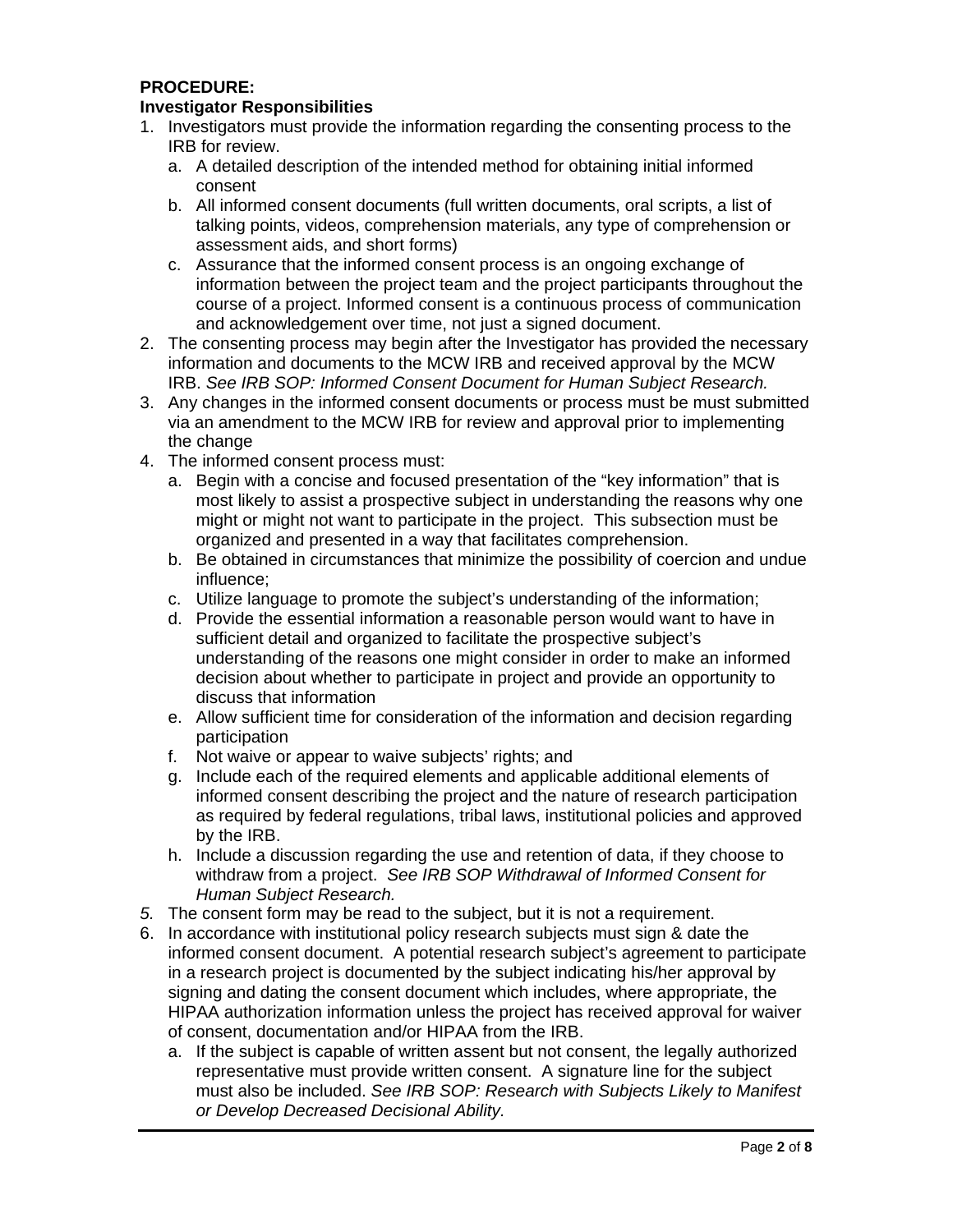**PROCEDURE:**
**Investigator Responsibilities**

1. Investigators must provide the information regarding the consenting process to the IRB for review.
   a. A detailed description of the intended method for obtaining initial informed consent
   b. All informed consent documents (full written documents, oral scripts, a list of talking points, videos, comprehension materials, any type of comprehension or assessment aids, and short forms)
   c. Assurance that the informed consent process is an ongoing exchange of information between the project team and the project participants throughout the course of a project. Informed consent is a continuous process of communication and acknowledgement over time, not just a signed document.
2. The consenting process may begin after the Investigator has provided the necessary information and documents to the MCW IRB and received approval by the MCW IRB. *See IRB SOP: Informed Consent Document for Human Subject Research.*
3. Any changes in the informed consent documents or process must be must submitted via an amendment to the MCW IRB for review and approval prior to implementing the change
4. The informed consent process must:
   a. Begin with a concise and focused presentation of the "key information" that is most likely to assist a prospective subject in understanding the reasons why one might or might not want to participate in the project. This subsection must be organized and presented in a way that facilitates comprehension.
   b. Be obtained in circumstances that minimize the possibility of coercion and undue influence;
   c. Utilize language to promote the subject's understanding of the information;
   d. Provide the essential information a reasonable person would want to have in sufficient detail and organized to facilitate the prospective subject's understanding of the reasons one might consider in order to make an informed decision about whether to participate in project and provide an opportunity to discuss that information
   e. Allow sufficient time for consideration of the information and decision regarding participation
   f. Not waive or appear to waive subjects' rights; and
   g. Include each of the required elements and applicable additional elements of informed consent describing the project and the nature of research participation as required by federal regulations, tribal laws, institutional policies and approved by the IRB.
   h. Include a discussion regarding the use and retention of data, if they choose to withdraw from a project. *See IRB SOP Withdrawal of Informed Consent for Human Subject Research.*
5. The consent form may be read to the subject, but it is not a requirement.
6. In accordance with institutional policy research subjects must sign & date the informed consent document. A potential research subject's agreement to participate in a research project is documented by the subject indicating his/her approval by signing and dating the consent document which includes, where appropriate, the HIPAA authorization information unless the project has received approval for waiver of consent, documentation and/or HIPAA from the IRB.
   a. If the subject is capable of written assent but not consent, the legally authorized representative must provide written consent. A signature line for the subject must also be included. *See IRB SOP: Research with Subjects Likely to Manifest or Develop Decreased Decisional Ability.*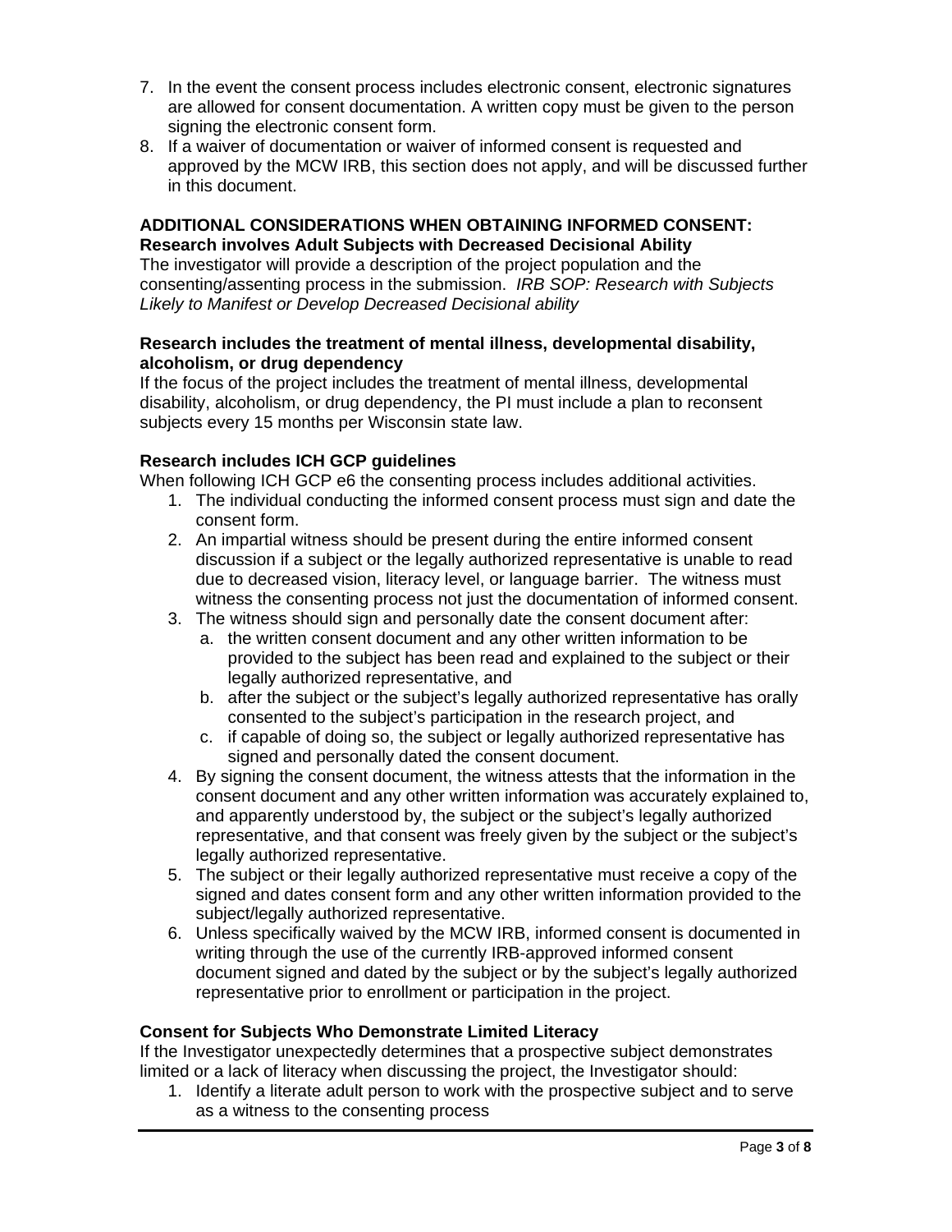7. In the event the consent process includes electronic consent, electronic signatures are allowed for consent documentation. A written copy must be given to the person signing the electronic consent form.
8. If a waiver of documentation or waiver of informed consent is requested and approved by the MCW IRB, this section does not apply, and will be discussed further in this document.

**ADDITIONAL CONSIDERATIONS WHEN OBTAINING INFORMED CONSENT:**
**Research involves Adult Subjects with Decreased Decisional Ability**

The investigator will provide a description of the project population and the consenting/assenting process in the submission. *IRB SOP: Research with Subjects Likely to Manifest or Develop Decreased Decisional ability*

**Research includes the treatment of mental illness, developmental disability, alcoholism, or drug dependency**

If the focus of the project includes the treatment of mental illness, developmental disability, alcoholism, or drug dependency, the PI must include a plan to reconsent subjects every 15 months per Wisconsin state law.

**Research includes ICH GCP guidelines**

When following ICH GCP e6 the consenting process includes additional activities.

1. The individual conducting the informed consent process must sign and date the consent form.
2. An impartial witness should be present during the entire informed consent discussion if a subject or the legally authorized representative is unable to read due to decreased vision, literacy level, or language barrier. The witness must witness the consenting process not just the documentation of informed consent.
3. The witness should sign and personally date the consent document after:
   a. the written consent document and any other written information to be provided to the subject has been read and explained to the subject or their legally authorized representative, and
   b. after the subject or the subject's legally authorized representative has orally consented to the subject's participation in the research project, and
   c. if capable of doing so, the subject or legally authorized representative has signed and personally dated the consent document.
4. By signing the consent document, the witness attests that the information in the consent document and any other written information was accurately explained to, and apparently understood by, the subject or the subject's legally authorized representative, and that consent was freely given by the subject or the subject's legally authorized representative.
5. The subject or their legally authorized representative must receive a copy of the signed and dates consent form and any other written information provided to the subject/legally authorized representative.
6. Unless specifically waived by the MCW IRB, informed consent is documented in writing through the use of the currently IRB-approved informed consent document signed and dated by the subject or by the subject's legally authorized representative prior to enrollment or participation in the project.

**Consent for Subjects Who Demonstrate Limited Literacy**

If the Investigator unexpectedly determines that a prospective subject demonstrates limited or a lack of literacy when discussing the project, the Investigator should:

1. Identify a literate adult person to work with the prospective subject and to serve as a witness to the consenting process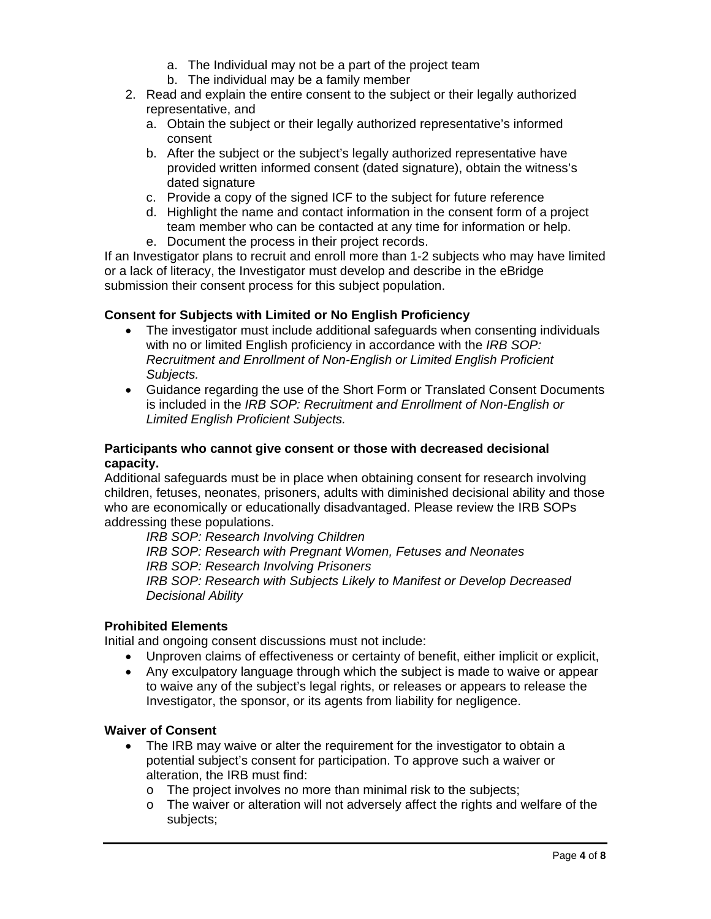a. The Individual may not be a part of the project team
   b. The individual may be a family member
2. Read and explain the entire consent to the subject or their legally authorized representative, and
   a. Obtain the subject or their legally authorized representative's informed consent
   b. After the subject or the subject's legally authorized representative have provided written informed consent (dated signature), obtain the witness's dated signature
   c. Provide a copy of the signed ICF to the subject for future reference
   d. Highlight the name and contact information in the consent form of a project team member who can be contacted at any time for information or help.
   e. Document the process in their project records.

If an Investigator plans to recruit and enroll more than 1-2 subjects who may have limited or a lack of literacy, the Investigator must develop and describe in the eBridge submission their consent process for this subject population.

**Consent for Subjects with Limited or No English Proficiency**

- The investigator must include additional safeguards when consenting individuals with no or limited English proficiency in accordance with the *IRB SOP: Recruitment and Enrollment of Non-English or Limited English Proficient Subjects.*
- Guidance regarding the use of the Short Form or Translated Consent Documents is included in the *IRB SOP: Recruitment and Enrollment of Non-English or Limited English Proficient Subjects.*

**Participants who cannot give consent or those with decreased decisional capacity.**

Additional safeguards must be in place when obtaining consent for research involving children, fetuses, neonates, prisoners, adults with diminished decisional ability and those who are economically or educationally disadvantaged. Please review the IRB SOPs addressing these populations.

*IRB SOP: Research Involving Children*
*IRB SOP: Research with Pregnant Women, Fetuses and Neonates*
*IRB SOP: Research Involving Prisoners*
*IRB SOP: Research with Subjects Likely to Manifest or Develop Decreased Decisional Ability*

**Prohibited Elements**

Initial and ongoing consent discussions must not include:

- Unproven claims of effectiveness or certainty of benefit, either implicit or explicit,
- Any exculpatory language through which the subject is made to waive or appear to waive any of the subject's legal rights, or releases or appears to release the Investigator, the sponsor, or its agents from liability for negligence.

**Waiver of Consent**

- The IRB may waive or alter the requirement for the investigator to obtain a potential subject's consent for participation. To approve such a waiver or alteration, the IRB must find:
  - The project involves no more than minimal risk to the subjects;
  - The waiver or alteration will not adversely affect the rights and welfare of the subjects;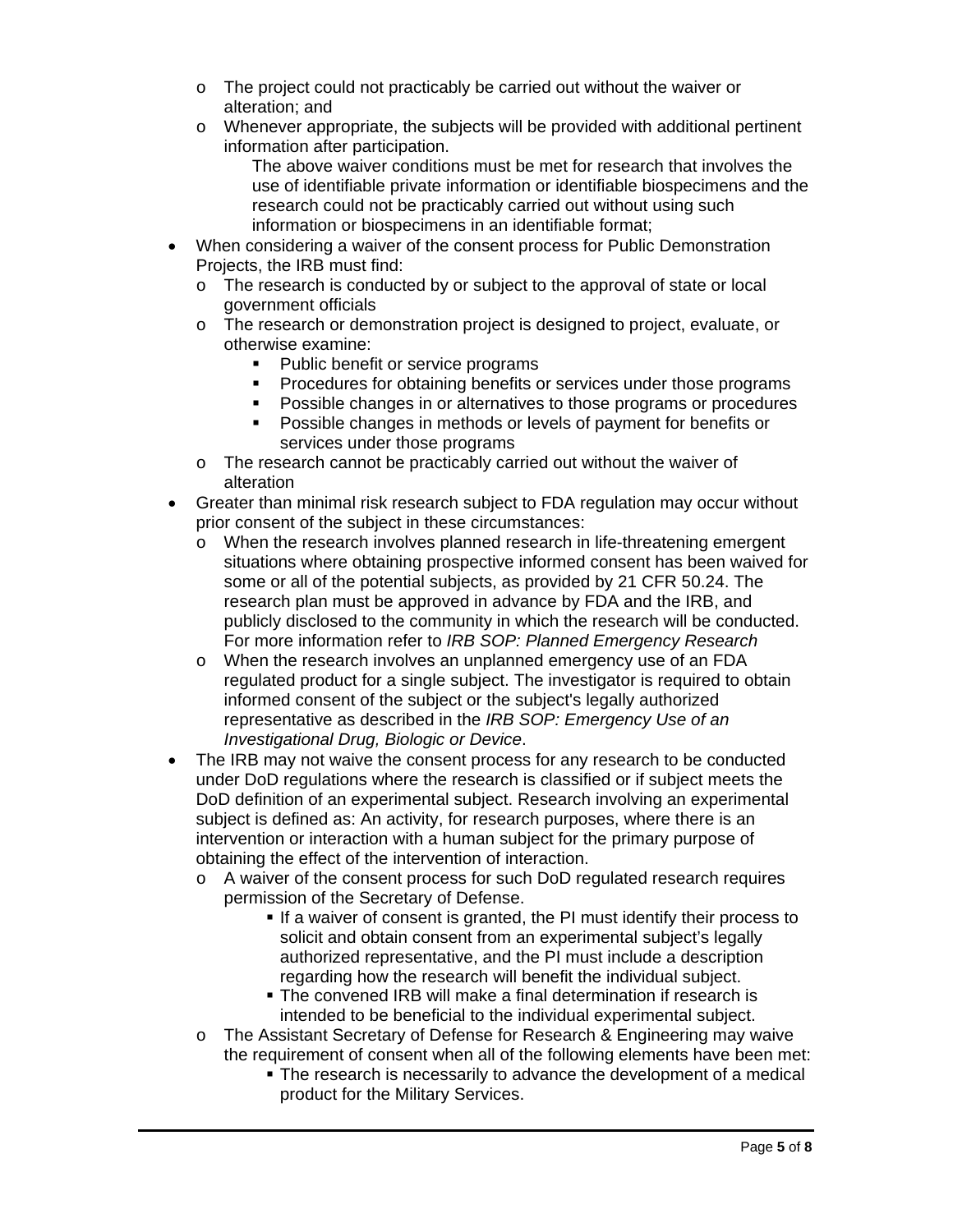- The project could not practicably be carried out without the waiver or alteration; and
    - Whenever appropriate, the subjects will be provided with additional pertinent information after participation.

      The above waiver conditions must be met for research that involves the use of identifiable private information or identifiable biospecimens and the research could not be practicably carried out without using such information or biospecimens in an identifiable format;
- When considering a waiver of the consent process for Public Demonstration Projects, the IRB must find:
    - The research is conducted by or subject to the approval of state or local government officials
    - The research or demonstration project is designed to project, evaluate, or otherwise examine:
        - Public benefit or service programs
        - Procedures for obtaining benefits or services under those programs
        - Possible changes in or alternatives to those programs or procedures
        - Possible changes in methods or levels of payment for benefits or services under those programs
    - The research cannot be practicably carried out without the waiver of alteration
- Greater than minimal risk research subject to FDA regulation may occur without prior consent of the subject in these circumstances:
    - When the research involves planned research in life-threatening emergent situations where obtaining prospective informed consent has been waived for some or all of the potential subjects, as provided by 21 CFR 50.24. The research plan must be approved in advance by FDA and the IRB, and publicly disclosed to the community in which the research will be conducted. For more information refer to *IRB SOP: Planned Emergency Research*
    - When the research involves an unplanned emergency use of an FDA regulated product for a single subject. The investigator is required to obtain informed consent of the subject or the subject's legally authorized representative as described in the *IRB SOP: Emergency Use of an Investigational Drug, Biologic or Device*.
- The IRB may not waive the consent process for any research to be conducted under DoD regulations where the research is classified or if subject meets the DoD definition of an experimental subject. Research involving an experimental subject is defined as: An activity, for research purposes, where there is an intervention or interaction with a human subject for the primary purpose of obtaining the effect of the intervention of interaction.
    - A waiver of the consent process for such DoD regulated research requires permission of the Secretary of Defense.
        - If a waiver of consent is granted, the PI must identify their process to solicit and obtain consent from an experimental subject's legally authorized representative, and the PI must include a description regarding how the research will benefit the individual subject.
        - The convened IRB will make a final determination if research is intended to be beneficial to the individual experimental subject.
    - The Assistant Secretary of Defense for Research & Engineering may waive the requirement of consent when all of the following elements have been met:
        - The research is necessarily to advance the development of a medical product for the Military Services.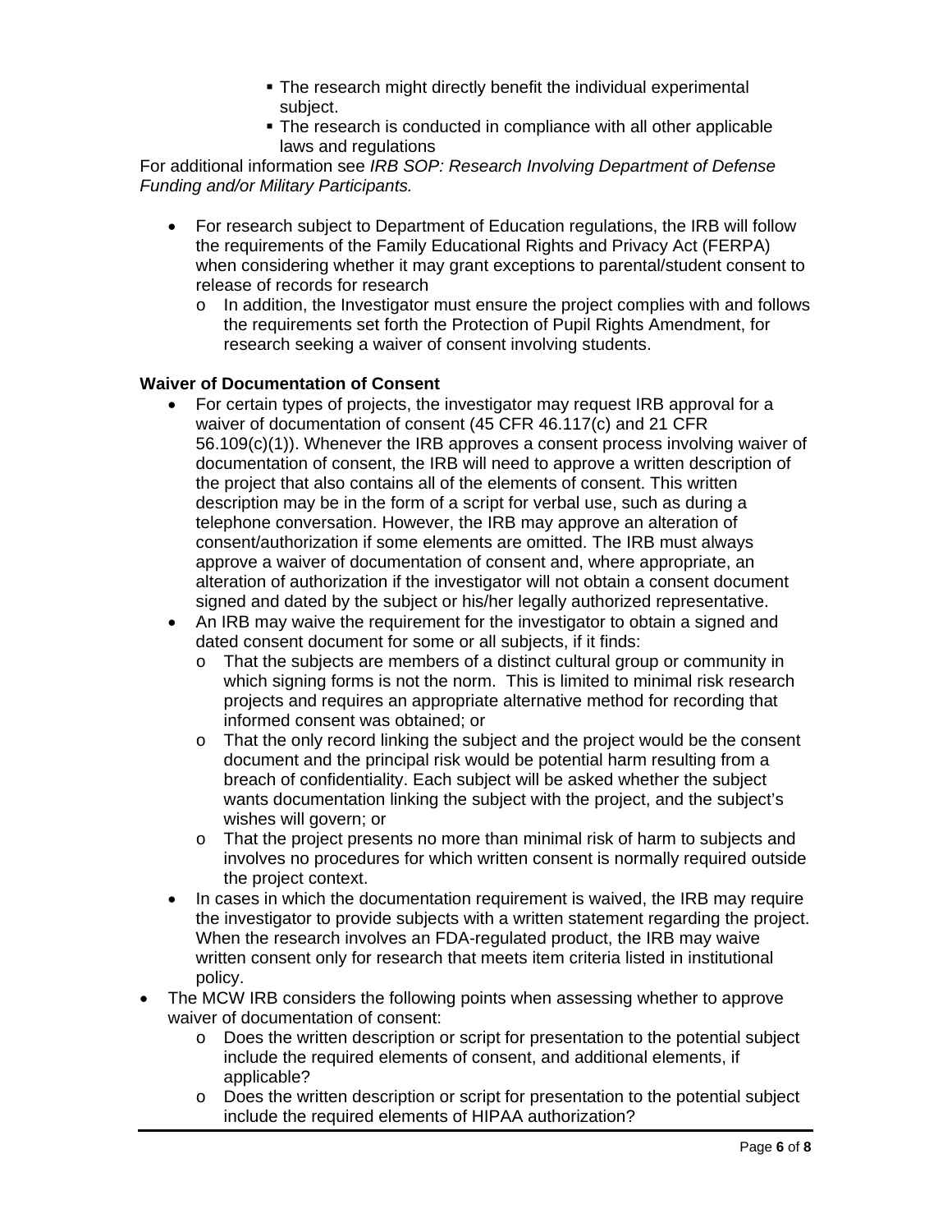- The research might directly benefit the individual experimental subject.
    - The research is conducted in compliance with all other applicable laws and regulations

For additional information see *IRB SOP: Research Involving Department of Defense Funding and/or Military Participants.*

- For research subject to Department of Education regulations, the IRB will follow the requirements of the Family Educational Rights and Privacy Act (FERPA) when considering whether it may grant exceptions to parental/student consent to release of records for research
    - In addition, the Investigator must ensure the project complies with and follows the requirements set forth the Protection of Pupil Rights Amendment, for research seeking a waiver of consent involving students.

**Waiver of Documentation of Consent**

- For certain types of projects, the investigator may request IRB approval for a waiver of documentation of consent (45 CFR 46.117(c) and 21 CFR 56.109(c)(1)). Whenever the IRB approves a consent process involving waiver of documentation of consent, the IRB will need to approve a written description of the project that also contains all of the elements of consent. This written description may be in the form of a script for verbal use, such as during a telephone conversation. However, the IRB may approve an alteration of consent/authorization if some elements are omitted. The IRB must always approve a waiver of documentation of consent and, where appropriate, an alteration of authorization if the investigator will not obtain a consent document signed and dated by the subject or his/her legally authorized representative.
- An IRB may waive the requirement for the investigator to obtain a signed and dated consent document for some or all subjects, if it finds:
    - That the subjects are members of a distinct cultural group or community in which signing forms is not the norm. This is limited to minimal risk research projects and requires an appropriate alternative method for recording that informed consent was obtained; or
    - That the only record linking the subject and the project would be the consent document and the principal risk would be potential harm resulting from a breach of confidentiality. Each subject will be asked whether the subject wants documentation linking the subject with the project, and the subject's wishes will govern; or
    - That the project presents no more than minimal risk of harm to subjects and involves no procedures for which written consent is normally required outside the project context.
- In cases in which the documentation requirement is waived, the IRB may require the investigator to provide subjects with a written statement regarding the project. When the research involves an FDA-regulated product, the IRB may waive written consent only for research that meets item criteria listed in institutional policy.

- The MCW IRB considers the following points when assessing whether to approve waiver of documentation of consent:
    - Does the written description or script for presentation to the potential subject include the required elements of consent, and additional elements, if applicable?
    - Does the written description or script for presentation to the potential subject include the required elements of HIPAA authorization?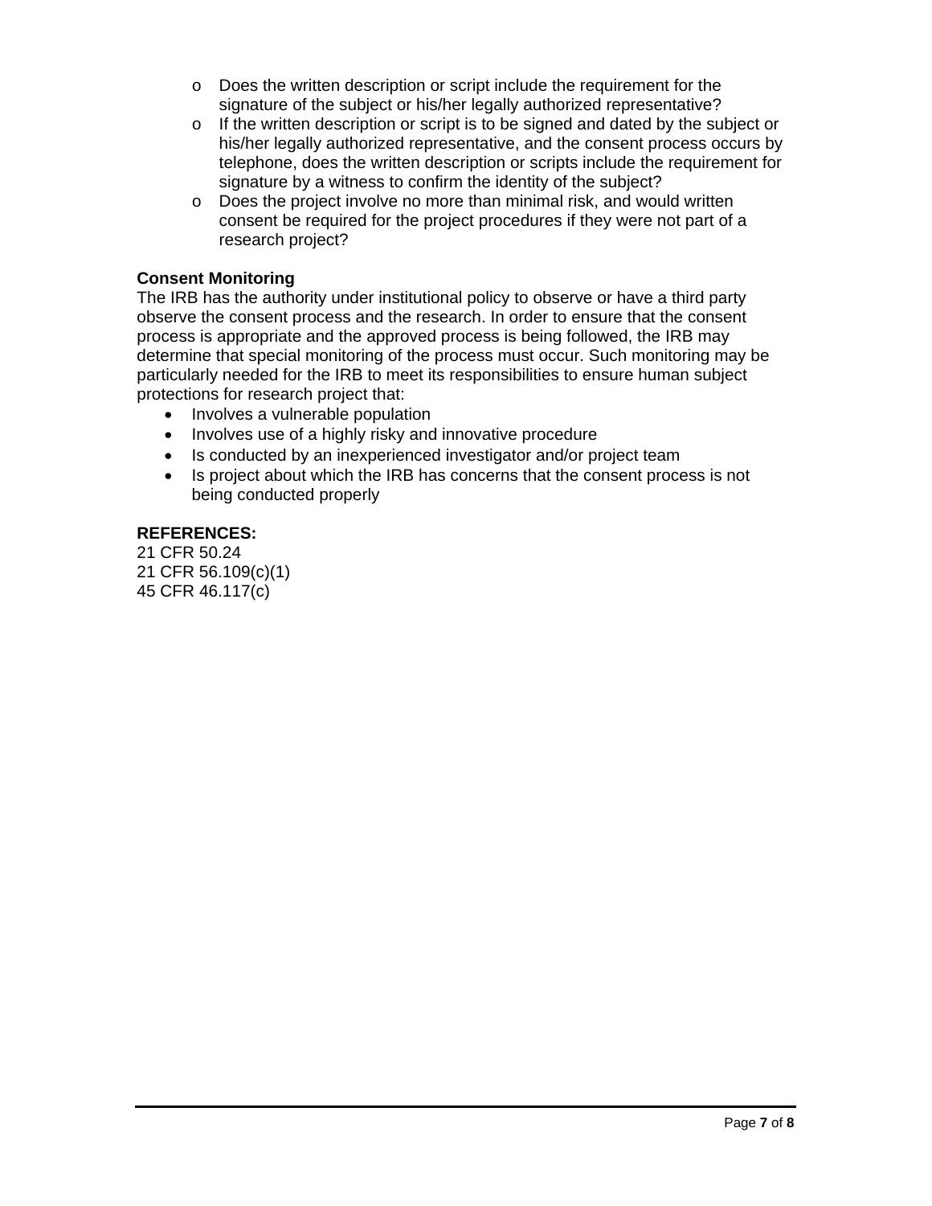- Does the written description or script include the requirement for the signature of the subject or his/her legally authorized representative?
- If the written description or script is to be signed and dated by the subject or his/her legally authorized representative, and the consent process occurs by telephone, does the written description or scripts include the requirement for signature by a witness to confirm the identity of the subject?
- Does the project involve no more than minimal risk, and would written consent be required for the project procedures if they were not part of a research project?

**Consent Monitoring**

The IRB has the authority under institutional policy to observe or have a third party observe the consent process and the research. In order to ensure that the consent process is appropriate and the approved process is being followed, the IRB may determine that special monitoring of the process must occur. Such monitoring may be particularly needed for the IRB to meet its responsibilities to ensure human subject protections for research project that:

- Involves a vulnerable population
- Involves use of a highly risky and innovative procedure
- Is conducted by an inexperienced investigator and/or project team
- Is project about which the IRB has concerns that the consent process is not being conducted properly

**REFERENCES:**

21 CFR 50.24
21 CFR 56.109(c)(1)
45 CFR 46.117(c)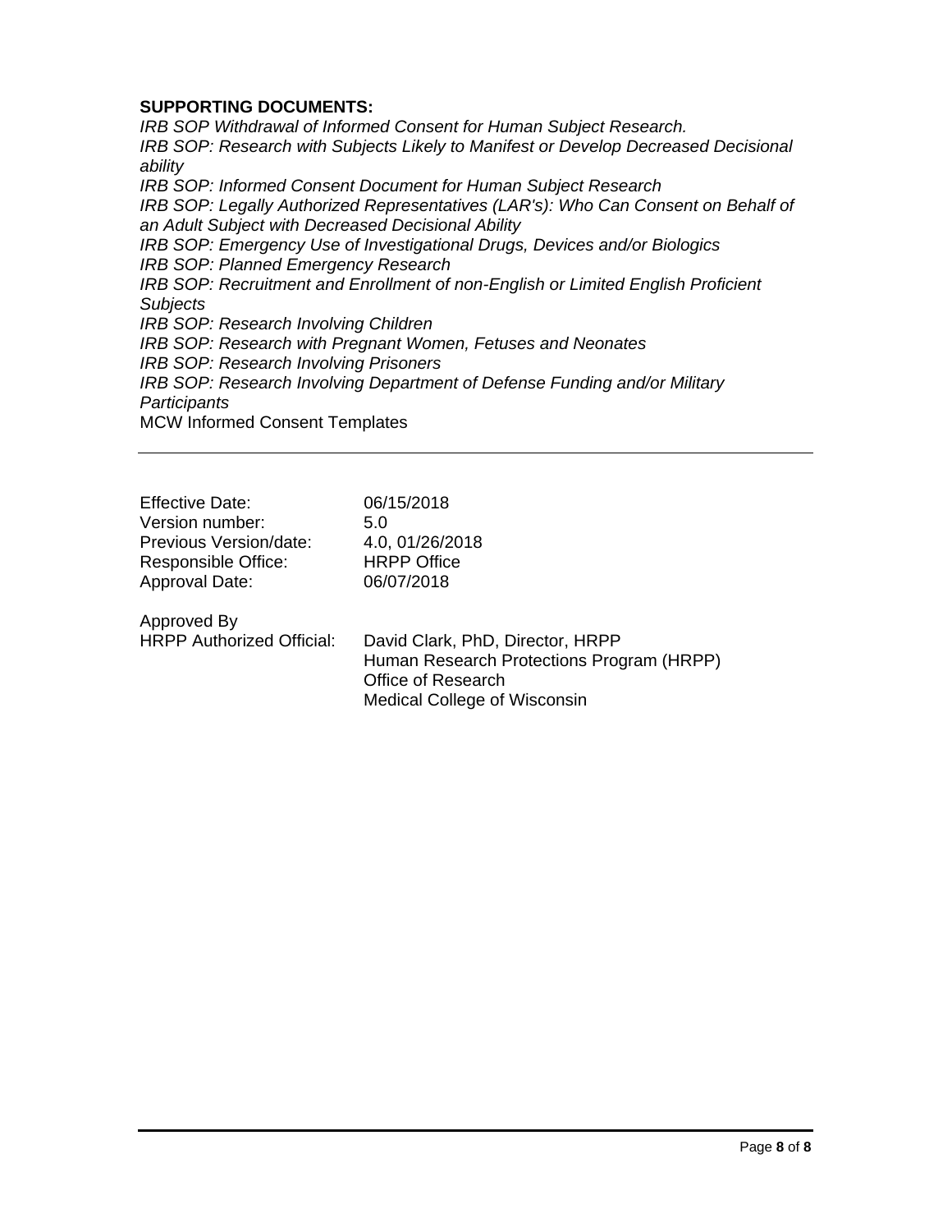**SUPPORTING DOCUMENTS:**

*IRB SOP Withdrawal of Informed Consent for Human Subject Research.*
*IRB SOP: Research with Subjects Likely to Manifest or Develop Decreased Decisional ability*
*IRB SOP: Informed Consent Document for Human Subject Research*
*IRB SOP: Legally Authorized Representatives (LAR's): Who Can Consent on Behalf of an Adult Subject with Decreased Decisional Ability*
*IRB SOP: Emergency Use of Investigational Drugs, Devices and/or Biologics*
*IRB SOP: Planned Emergency Research*
*IRB SOP: Recruitment and Enrollment of non-English or Limited English Proficient Subjects*
*IRB SOP: Research Involving Children*
*IRB SOP: Research with Pregnant Women, Fetuses and Neonates*
*IRB SOP: Research Involving Prisoners*
*IRB SOP: Research Involving Department of Defense Funding and/or Military Participants*
MCW Informed Consent Templates

---

| | |
|---|---|
| Effective Date: | 06/15/2018 |
| Version number: | 5.0 |
| Previous Version/date: | 4.0, 01/26/2018 |
| Responsible Office: | HRPP Office |
| Approval Date: | 06/07/2018 |

Approved By

| | |
|---|---|
| HRPP Authorized Official: | David Clark, PhD, Director, HRPP<br>Human Research Protections Program (HRPP)<br>Office of Research<br>Medical College of Wisconsin |